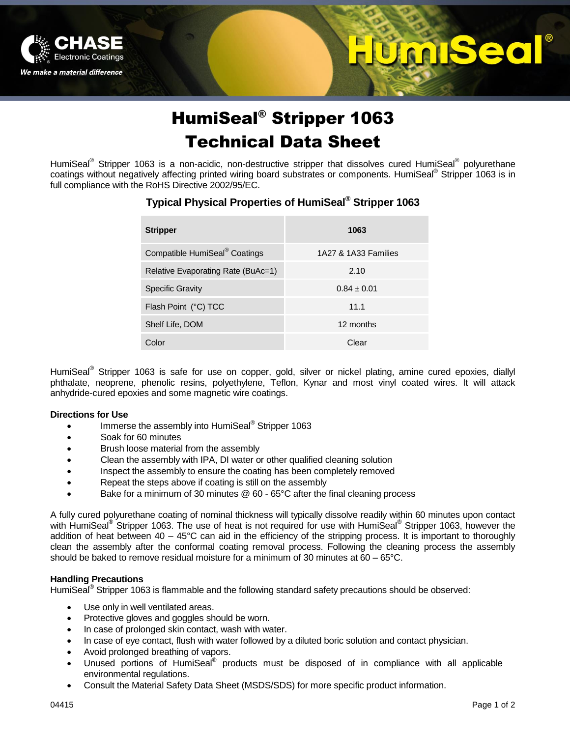# HumiSeal® Stripper 1063 Technical Data Sheet

HumiSeal® Stripper 1063 is a non-acidic, non-destructive stripper that dissolves cured HumiSeal® polyurethane coatings without negatively affecting printed wiring board substrates or components. HumiSeal® Stripper 1063 is in full compliance with the RoHS Directive 2002/95/EC.

## Typical Physical Properties of HumiSeal® Stripper 1063

| Stripper | 1063 |
|---|---|
| Compatible HumiSeal® Coatings | 1A27 & 1A33 Families |
| Relative Evaporating Rate (BuAc=1) | 2.10 |
| Specific Gravity | 0.84 ± 0.01 |
| Flash Point (°C) TCC | 11.1 |
| Shelf Life, DOM | 12 months |
| Color | Clear |

HumiSeal® Stripper 1063 is safe for use on copper, gold, silver or nickel plating, amine cured epoxies, diallyl phthalate, neoprene, phenolic resins, polyethylene, Teflon, Kynar and most vinyl coated wires. It will attack anhydride-cured epoxies and some magnetic wire coatings.

**Directions for Use**

- Immerse the assembly into HumiSeal® Stripper 1063
- Soak for 60 minutes
- Brush loose material from the assembly
- Clean the assembly with IPA, DI water or other qualified cleaning solution
- Inspect the assembly to ensure the coating has been completely removed
- Repeat the steps above if coating is still on the assembly
- Bake for a minimum of 30 minutes @ 60 - 65°C after the final cleaning process

A fully cured polyurethane coating of nominal thickness will typically dissolve readily within 60 minutes upon contact with HumiSeal® Stripper 1063. The use of heat is not required for use with HumiSeal® Stripper 1063, however the addition of heat between 40 – 45°C can aid in the efficiency of the stripping process. It is important to thoroughly clean the assembly after the conformal coating removal process. Following the cleaning process the assembly should be baked to remove residual moisture for a minimum of 30 minutes at 60 – 65°C.

**Handling Precautions**

HumiSeal® Stripper 1063 is flammable and the following standard safety precautions should be observed:

- Use only in well ventilated areas.
- Protective gloves and goggles should be worn.
- In case of prolonged skin contact, wash with water.
- In case of eye contact, flush with water followed by a diluted boric solution and contact physician.
- Avoid prolonged breathing of vapors.
- Unused portions of HumiSeal® products must be disposed of in compliance with all applicable environmental regulations.
- Consult the Material Safety Data Sheet (MSDS/SDS) for more specific product information.

04415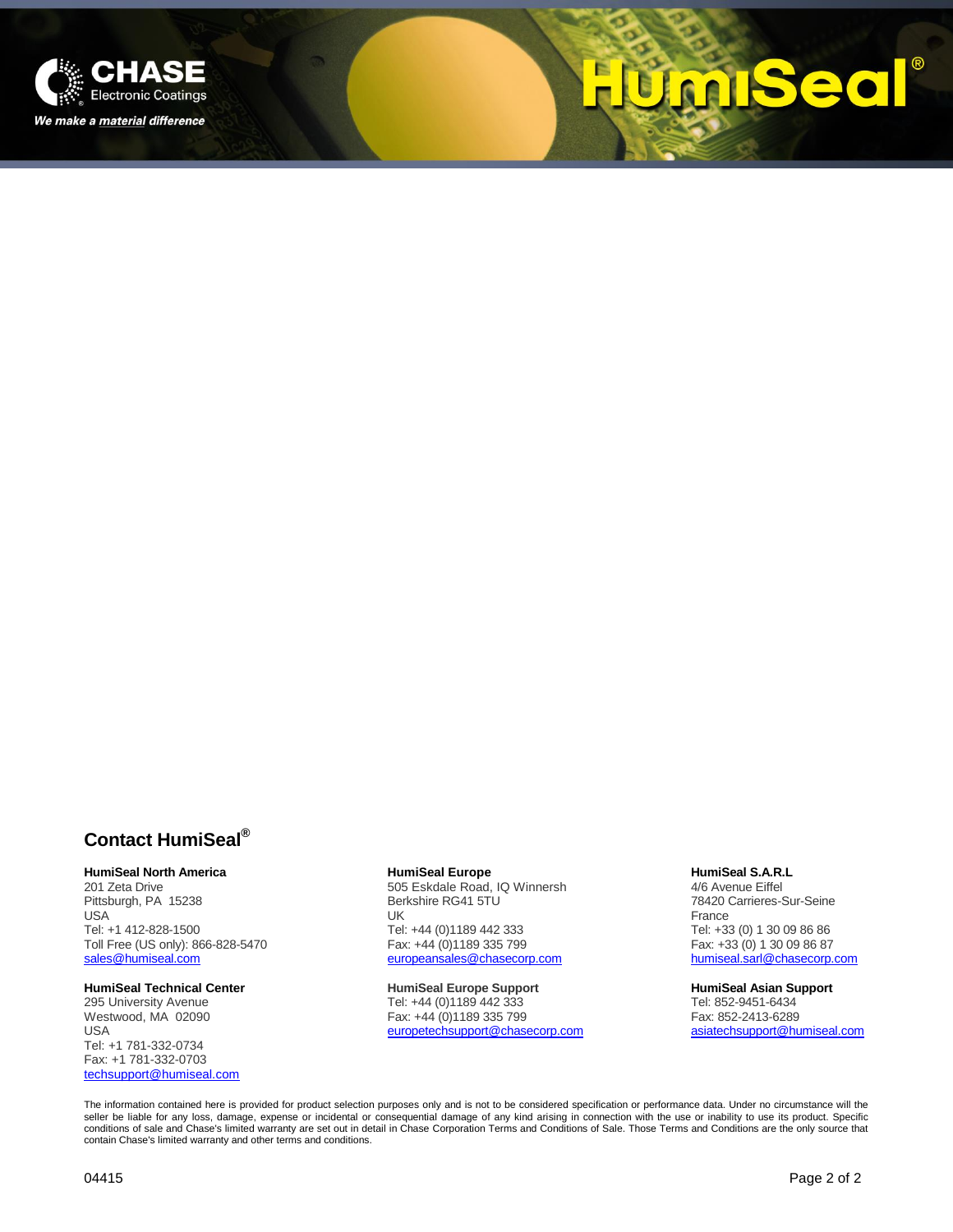## Contact HumiSeal®

**HumiSeal North America**
201 Zeta Drive
Pittsburgh, PA 15238
USA
Tel: +1 412-828-1500
Toll Free (US only): 866-828-5470
sales@humiseal.com

**HumiSeal Technical Center**
295 University Avenue
Westwood, MA 02090
USA
Tel: +1 781-332-0734
Fax: +1 781-332-0703
techsupport@humiseal.com

**HumiSeal Europe**
505 Eskdale Road, IQ Winnersh
Berkshire RG41 5TU
UK
Tel: +44 (0)1189 442 333
Fax: +44 (0)1189 335 799
europeansales@chasecorp.com

**HumiSeal Europe Support**
Tel: +44 (0)1189 442 333
Fax: +44 (0)1189 335 799
europetechsupport@chasecorp.com

**HumiSeal S.A.R.L**
4/6 Avenue Eiffel
78420 Carrieres-Sur-Seine
France
Tel: +33 (0) 1 30 09 86 86
Fax: +33 (0) 1 30 09 86 87
humiseal.sarl@chasecorp.com

**HumiSeal Asian Support**
Tel: 852-9451-6434
Fax: 852-2413-6289
asiatechsupport@humiseal.com

The information contained here is provided for product selection purposes only and is not to be considered specification or performance data. Under no circumstance will the seller be liable for any loss, damage, expense or incidental or consequential damage of any kind arising in connection with the use or inability to use its product. Specific conditions of sale and Chase's limited warranty are set out in detail in Chase Corporation Terms and Conditions of Sale. Those Terms and Conditions are the only source that contain Chase's limited warranty and other terms and conditions.

04415